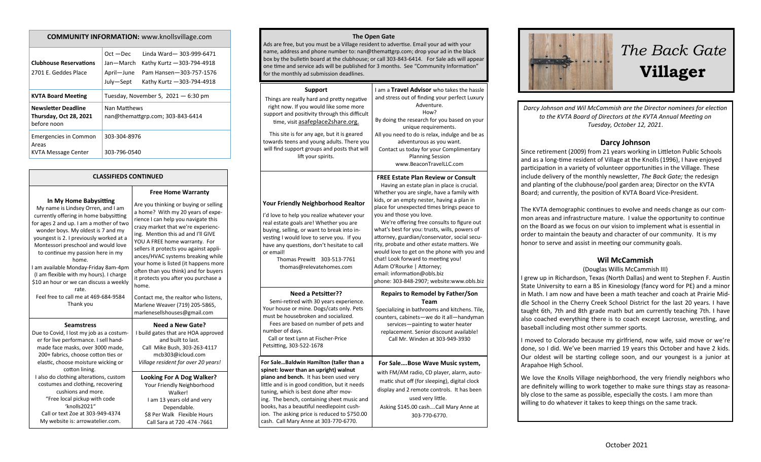## COMMUNITY INFORMATION: www.knollsvillage.com

| | |
|---|---|
| **Clubhouse Reservations** 2701 E. Geddes Place | Oct —Dec Linda Ward— 303-999-6471<br>Jan—March Kathy Kurtz —303-794-4918<br>April—June Pam Hansen—303-757-1576<br>July—Sept Kathy Kurtz —303-794-4918 |
| **KVTA Board Meeting** | Tuesday, November 5, 2021 — 6:30 pm |
| **Newsletter Deadline Thursday, Oct 28, 2021** before noon | Nan Matthews<br>nan@themattgrp.com; 303-843-6414 |
| Emergencies in Common Areas | 303-304-8976 |
| KVTA Message Center | 303-796-0540 |

## CLASSIFIEDS CONTINUED

### In My Home Babysitting

My name is Lindsey Orren, and I am currently offering in home babysitting for ages 2 and up. I am a mother of two wonder boys. My oldest is 7 and my youngest is 2. I previously worked at a Montessori preschool and would love to continue my passion here in my home.

I am available Monday-Friday 8am-4pm (I am flexible with my hours). I charge $10 an hour or we can discuss a weekly rate.

Feel free to call me at 469-684-9584

Thank you

### Free Home Warranty

Are you thinking or buying or selling a home? With my 20 years of experience I can help you navigate this crazy market that we're experiencing. Mention this ad and I'll GIVE YOU A FREE home warranty. For sellers it protects you against appliances/HVAC systems breaking while your home is listed (it happens more often than you think) and for buyers it protects you after you purchase a home.

Contact me, the realtor who listens, Marlene Weaver (719) 205-5865, marlenesellshouses@gmail.com

### Seamstress

Due to Covid, I lost my job as a costumer for live performance. I sell handmade face masks, over 3000 made, 200+ fabrics, choose cotton ties or elastic, choose moisture wicking or cotton lining.

I also do clothing alterations, custom costumes and clothing, recovering cushions and more.

"Free local pickup with code 'knolls2021"

Call or text Zoe at 303-949-4374

My website is: arrowatelier.com.

### Need a New Gate?

I build gates that are HOA approved and built to last.

Call Mike Bush, 303-263-4117 mcb303@icloud.com

*Village resident for over 20 years!*

### Looking For A Dog Walker?

Your Friendly Neighborhood Walker!

I am 13 years old and very Dependable.

$8 Per Walk Flexible Hours

Call Sara at 720 -474 -7661

## The Open Gate

Ads are free, but you must be a Village resident to advertise. Email your ad with your name, address and phone number to: nan@themattgrp.com; drop your ad in the black box by the bulletin board at the clubhouse; or call 303-843-6414. For Sale ads will appear one time and service ads will be published for 3 months. See "Community Information" for the monthly ad submission deadlines.

### Support

Things are really hard and pretty negative right now. If you would like some more support and positivity through this difficult time, visit asafeplace2share.org.

This site is for any age, but it is geared towards teens and young adults. There you will find support groups and posts that will lift your spirits.

I am a **Travel Advisor** who takes the hassle and stress out of finding your perfect Luxury Adventure.

How?

By doing the research for you based on your unique requirements.

All you need to do is relax, indulge and be as adventurous as you want.

Contact us today for your Complimentary Planning Session

www.BeaconTravelLLC.com

### Your Friendly Neighborhood Realtor

I'd love to help you realize whatever your real estate goals are! Whether you are buying, selling, or want to break into investing I would love to serve you. If you have any questions, don't hesitate to call or email!

Thomas Prewitt 303-513-7761

thomas@relevatehomes.com

### FREE Estate Plan Review or Consult

Having an estate plan in place is crucial. Whether you are single, have a family with kids, or an empty nester, having a plan in place for unexpected times brings peace to you and those you love.

We're offering free consults to figure out what's best for you: trusts, wills, powers of attorney, guardian/conservator, social security, probate and other estate matters. We would love to get on the phone with you and chat! Look forward to meeting you!

Adam O'Rourke | Attorney;

email: information@obls.biz

phone: 303-848-2907; website:www.obls.biz

### Need a Petsitter??

Semi-retired with 30 years experience. Your house or mine. Dogs/cats only. Pets must be housebroken and socialized.

Fees are based on number of pets and number of days.

Call or text Lynn at Fischer-Price Petsitting, 303-522-1678

### Repairs to Remodel by Father/Son Team

Specializing in bathrooms and kitchens. Tile, counters, cabinets—we do it all—handyman services—painting to water heater replacement. Senior discount available! Call Mr. Winden at 303-949-3930

**For Sale…Baldwin Hamilton (taller than a spinet: lower than an upright) walnut piano and bench.** It has been used very little and is in good condition, but it needs tuning, which is best done after moving. The bench, containing sheet music and books, has a beautiful needlepoint cushion. The asking price is reduced to $750.00 cash. Call Mary Anne at 303-770-6770.

**For Sale….Bose Wave Music system,** with FM/AM radio, CD player, alarm, automatic shut off (for sleeping), digital clock display and 2 remote controls. It has been used very little.

Asking $145.00 cash….Call Mary Anne at 303-770-6770.

# *The Back Gate* **Villager**

*Darcy Johnson and Wil McCammish are the Director nominees for election to the KVTA Board of Directors at the KVTA Annual Meeting on Tuesday, October 12, 2021.*

## Darcy Johnson

Since retirement (2009) from 21 years working in Littleton Public Schools and as a long-time resident of Village at the Knolls (1996), I have enjoyed participation in a variety of volunteer opportunities in the Village. These include delivery of the monthly newsletter, *The Back Gate;* the redesign and planting of the clubhouse/pool garden area; Director on the KVTA Board; and currently, the position of KVTA Board Vice-President.

The KVTA demographic continues to evolve and needs change as our common areas and infrastructure mature. I value the opportunity to continue on the Board as we focus on our vision to implement what is essential in order to maintain the beauty and character of our community. It is my honor to serve and assist in meeting our community goals.

## Wil McCammish

(Douglas Willis McCammish III)

I grew up in Richardson, Texas (North Dallas) and went to Stephen F. Austin State University to earn a BS in Kinesiology (fancy word for PE) and a minor in Math. I am now and have been a math teacher and coach at Prairie Middle School in the Cherry Creek School District for the last 20 years. I have taught 6th, 7th and 8th grade math but am currently teaching 7th. I have also coached everything there is to coach except Lacrosse, wrestling, and baseball including most other summer sports.

I moved to Colorado because my girlfriend, now wife, said move or we're done, so I did. We've been married 19 years this October and have 2 kids. Our oldest will be starting college soon, and our youngest is a junior at Arapahoe High School.

We love the Knolls Village neighborhood, the very friendly neighbors who are definitely willing to work together to make sure things stay as reasonably close to the same as possible, especially the costs. I am more than willing to do whatever it takes to keep things on the same track.

October 2021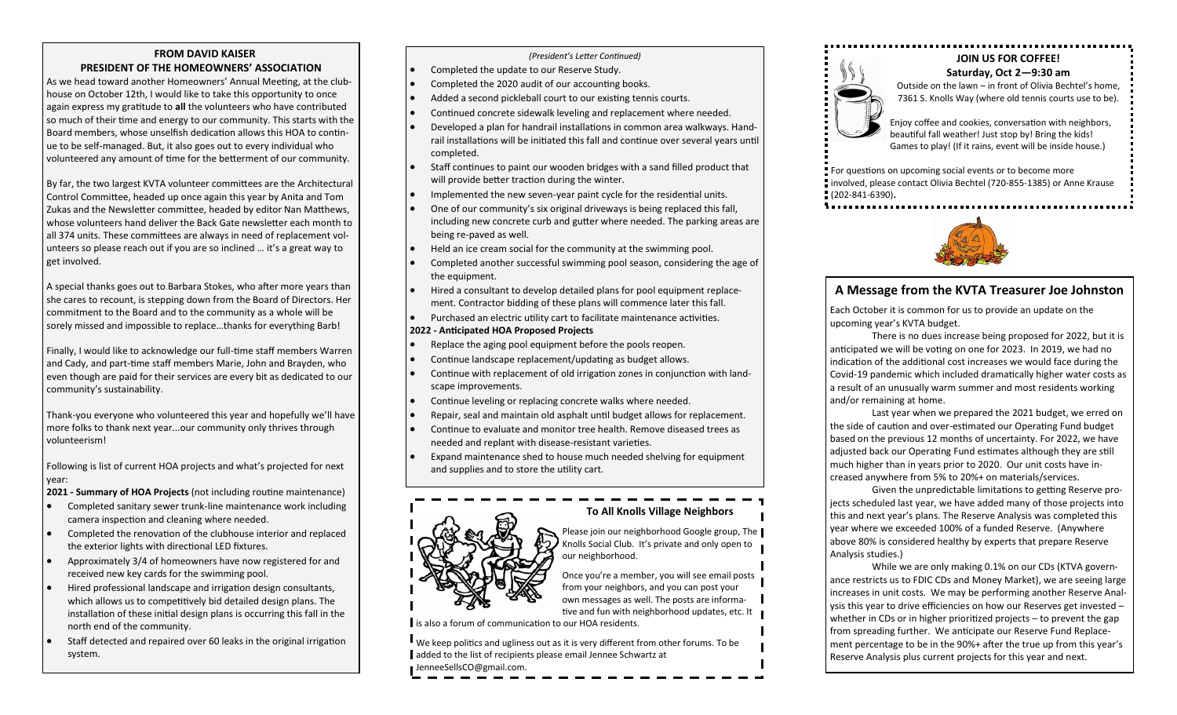## FROM DAVID KAISER
## PRESIDENT OF THE HOMEOWNERS' ASSOCIATION

As we head toward another Homeowners' Annual Meeting, at the clubhouse on October 12th, I would like to take this opportunity to once again express my gratitude to **all** the volunteers who have contributed so much of their time and energy to our community. This starts with the Board members, whose unselfish dedication allows this HOA to continue to be self-managed. But, it also goes out to every individual who volunteered any amount of time for the betterment of our community.

By far, the two largest KVTA volunteer committees are the Architectural Control Committee, headed up once again this year by Anita and Tom Zukas and the Newsletter committee, headed by editor Nan Matthews, whose volunteers hand deliver the Back Gate newsletter each month to all 374 units. These committees are always in need of replacement volunteers so please reach out if you are so inclined … it's a great way to get involved.

A special thanks goes out to Barbara Stokes, who after more years than she cares to recount, is stepping down from the Board of Directors. Her commitment to the Board and to the community as a whole will be sorely missed and impossible to replace…thanks for everything Barb!

Finally, I would like to acknowledge our full-time staff members Warren and Cady, and part-time staff members Marie, John and Brayden, who even though are paid for their services are every bit as dedicated to our community's sustainability.

Thank-you everyone who volunteered this year and hopefully we'll have more folks to thank next year...our community only thrives through volunteerism!

Following is list of current HOA projects and what's projected for next year:

**2021 - Summary of HOA Projects** (not including routine maintenance)

- Completed sanitary sewer trunk-line maintenance work including camera inspection and cleaning where needed.
- Completed the renovation of the clubhouse interior and replaced the exterior lights with directional LED fixtures.
- Approximately 3/4 of homeowners have now registered for and received new key cards for the swimming pool.
- Hired professional landscape and irrigation design consultants, which allows us to competitively bid detailed design plans. The installation of these initial design plans is occurring this fall in the north end of the community.
- Staff detected and repaired over 60 leaks in the original irrigation system.

*(President's Letter Continued)*

- Completed the update to our Reserve Study.
- Completed the 2020 audit of our accounting books.
- Added a second pickleball court to our existing tennis courts.
- Continued concrete sidewalk leveling and replacement where needed.
- Developed a plan for handrail installations in common area walkways. Handrail installations will be initiated this fall and continue over several years until completed.
- Staff continues to paint our wooden bridges with a sand filled product that will provide better traction during the winter.
- Implemented the new seven-year paint cycle for the residential units.
- One of our community's six original driveways is being replaced this fall, including new concrete curb and gutter where needed. The parking areas are being re-paved as well.
- Held an ice cream social for the community at the swimming pool.
- Completed another successful swimming pool season, considering the age of the equipment.
- Hired a consultant to develop detailed plans for pool equipment replacement. Contractor bidding of these plans will commence later this fall.
- Purchased an electric utility cart to facilitate maintenance activities.

**2022 - Anticipated HOA Proposed Projects**

- Replace the aging pool equipment before the pools reopen.
- Continue landscape replacement/updating as budget allows.
- Continue with replacement of old irrigation zones in conjunction with landscape improvements.
- Continue leveling or replacing concrete walks where needed.
- Repair, seal and maintain old asphalt until budget allows for replacement.
- Continue to evaluate and monitor tree health. Remove diseased trees as needed and replant with disease-resistant varieties.
- Expand maintenance shed to house much needed shelving for equipment and supplies and to store the utility cart.

### To All Knolls Village Neighbors

Please join our neighborhood Google group, The Knolls Social Club. It's private and only open to our neighborhood.

Once you're a member, you will see email posts from your neighbors, and you can post your own messages as well. The posts are informative and fun with neighborhood updates, etc. It is also a forum of communication to our HOA residents.

We keep politics and ugliness out as it is very different from other forums. To be added to the list of recipients please email Jennee Schwartz at JenneeSellsCO@gmail.com.

### JOIN US FOR COFFEE!
**Saturday, Oct 2—9:30 am**

Outside on the lawn – in front of Olivia Bechtel's home, 7361 S. Knolls Way (where old tennis courts use to be).

Enjoy coffee and cookies, conversation with neighbors, beautiful fall weather! Just stop by! Bring the kids! Games to play! (If it rains, event will be inside house.)

For questions on upcoming social events or to become more involved, please contact Olivia Bechtel (720-855-1385) or Anne Krause (202-841-6390)**.**

## A Message from the KVTA Treasurer Joe Johnston

Each October it is common for us to provide an update on the upcoming year's KVTA budget.

There is no dues increase being proposed for 2022, but it is anticipated we will be voting on one for 2023. In 2019, we had no indication of the additional cost increases we would face during the Covid-19 pandemic which included dramatically higher water costs as a result of an unusually warm summer and most residents working and/or remaining at home.

Last year when we prepared the 2021 budget, we erred on the side of caution and over-estimated our Operating Fund budget based on the previous 12 months of uncertainty. For 2022, we have adjusted back our Operating Fund estimates although they are still much higher than in years prior to 2020. Our unit costs have increased anywhere from 5% to 20%+ on materials/services.

Given the unpredictable limitations to getting Reserve projects scheduled last year, we have added many of those projects into this and next year's plans. The Reserve Analysis was completed this year where we exceeded 100% of a funded Reserve. (Anywhere above 80% is considered healthy by experts that prepare Reserve Analysis studies.)

While we are only making 0.1% on our CDs (KVTA governance restricts us to FDIC CDs and Money Market), we are seeing large increases in unit costs. We may be performing another Reserve Analysis this year to drive efficiencies on how our Reserves get invested – whether in CDs or in higher prioritized projects – to prevent the gap from spreading further. We anticipate our Reserve Fund Replacement percentage to be in the 90%+ after the true up from this year's Reserve Analysis plus current projects for this year and next.